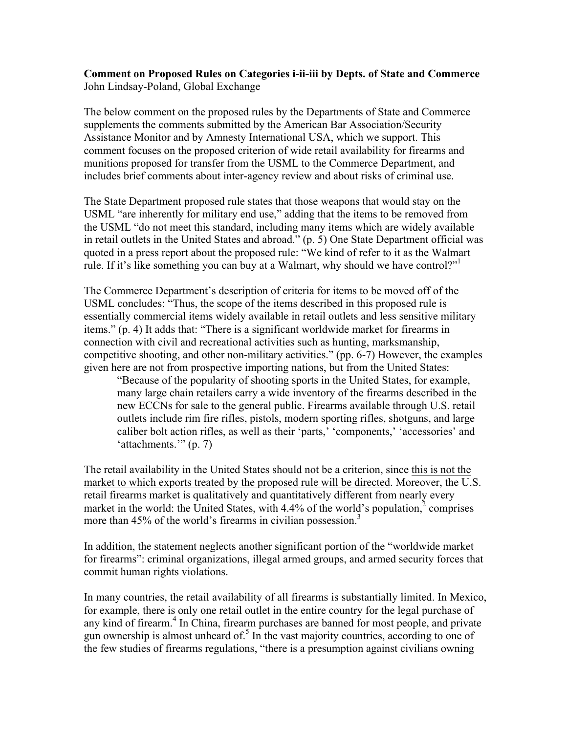**Comment on Proposed Rules on Categories i-ii-iii by Depts. of State and Commerce**
John Lindsay-Poland, Global Exchange

The below comment on the proposed rules by the Departments of State and Commerce supplements the comments submitted by the American Bar Association/Security Assistance Monitor and by Amnesty International USA, which we support. This comment focuses on the proposed criterion of wide retail availability for firearms and munitions proposed for transfer from the USML to the Commerce Department, and includes brief comments about inter-agency review and about risks of criminal use.

The State Department proposed rule states that those weapons that would stay on the USML "are inherently for military end use," adding that the items to be removed from the USML "do not meet this standard, including many items which are widely available in retail outlets in the United States and abroad." (p. 5) One State Department official was quoted in a press report about the proposed rule: "We kind of refer to it as the Walmart rule. If it's like something you can buy at a Walmart, why should we have control?"[1]

The Commerce Department's description of criteria for items to be moved off of the USML concludes: "Thus, the scope of the items described in this proposed rule is essentially commercial items widely available in retail outlets and less sensitive military items." (p. 4) It adds that: "There is a significant worldwide market for firearms in connection with civil and recreational activities such as hunting, marksmanship, competitive shooting, and other non-military activities." (pp. 6-7) However, the examples given here are not from prospective importing nations, but from the United States:

> "Because of the popularity of shooting sports in the United States, for example, many large chain retailers carry a wide inventory of the firearms described in the new ECCNs for sale to the general public. Firearms available through U.S. retail outlets include rim fire rifles, pistols, modern sporting rifles, shotguns, and large caliber bolt action rifles, as well as their 'parts,' 'components,' 'accessories' and 'attachments.'" (p. 7)

The retail availability in the United States should not be a criterion, since <u>this is not the market to which exports treated by the proposed rule will be directed</u>. Moreover, the U.S. retail firearms market is qualitatively and quantitatively different from nearly every market in the world: the United States, with 4.4% of the world's population,[2] comprises more than 45% of the world's firearms in civilian possession.[3]

In addition, the statement neglects another significant portion of the "worldwide market for firearms": criminal organizations, illegal armed groups, and armed security forces that commit human rights violations.

In many countries, the retail availability of all firearms is substantially limited. In Mexico, for example, there is only one retail outlet in the entire country for the legal purchase of any kind of firearm.[4] In China, firearm purchases are banned for most people, and private gun ownership is almost unheard of.[5] In the vast majority countries, according to one of the few studies of firearms regulations, "there is a presumption against civilians owning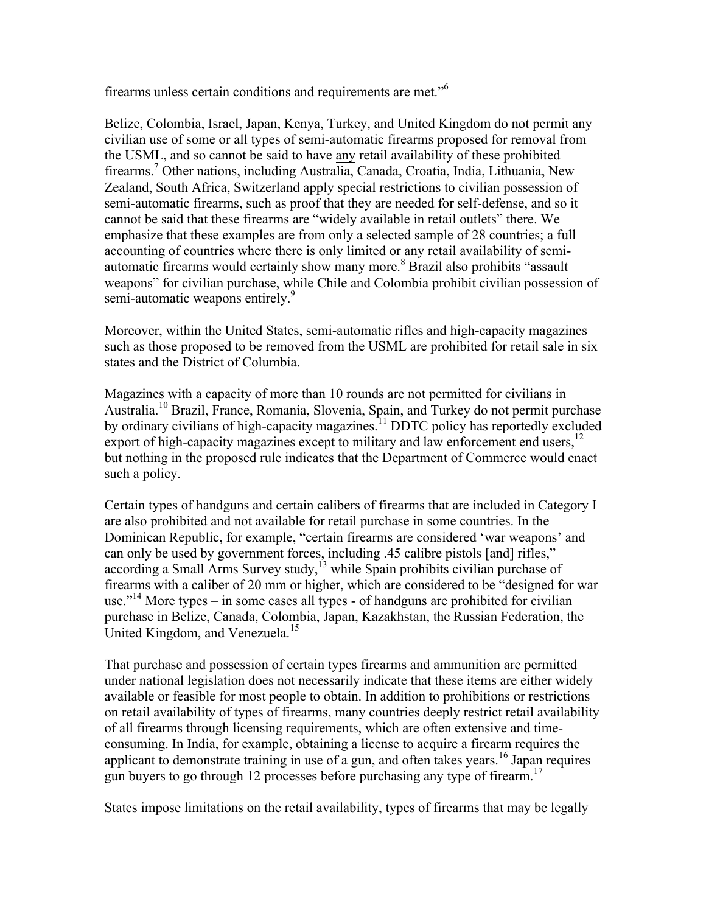firearms unless certain conditions and requirements are met."[6]

Belize, Colombia, Israel, Japan, Kenya, Turkey, and United Kingdom do not permit any civilian use of some or all types of semi-automatic firearms proposed for removal from the USML, and so cannot be said to have any retail availability of these prohibited firearms.[7] Other nations, including Australia, Canada, Croatia, India, Lithuania, New Zealand, South Africa, Switzerland apply special restrictions to civilian possession of semi-automatic firearms, such as proof that they are needed for self-defense, and so it cannot be said that these firearms are "widely available in retail outlets" there. We emphasize that these examples are from only a selected sample of 28 countries; a full accounting of countries where there is only limited or any retail availability of semi-automatic firearms would certainly show many more.[8] Brazil also prohibits "assault weapons" for civilian purchase, while Chile and Colombia prohibit civilian possession of semi-automatic weapons entirely.[9]

Moreover, within the United States, semi-automatic rifles and high-capacity magazines such as those proposed to be removed from the USML are prohibited for retail sale in six states and the District of Columbia.

Magazines with a capacity of more than 10 rounds are not permitted for civilians in Australia.[10] Brazil, France, Romania, Slovenia, Spain, and Turkey do not permit purchase by ordinary civilians of high-capacity magazines.[11] DDTC policy has reportedly excluded export of high-capacity magazines except to military and law enforcement end users,[12] but nothing in the proposed rule indicates that the Department of Commerce would enact such a policy.

Certain types of handguns and certain calibers of firearms that are included in Category I are also prohibited and not available for retail purchase in some countries. In the Dominican Republic, for example, "certain firearms are considered 'war weapons' and can only be used by government forces, including .45 calibre pistols [and] rifles," according a Small Arms Survey study,[13] while Spain prohibits civilian purchase of firearms with a caliber of 20 mm or higher, which are considered to be "designed for war use."[14] More types – in some cases all types - of handguns are prohibited for civilian purchase in Belize, Canada, Colombia, Japan, Kazakhstan, the Russian Federation, the United Kingdom, and Venezuela.[15]

That purchase and possession of certain types firearms and ammunition are permitted under national legislation does not necessarily indicate that these items are either widely available or feasible for most people to obtain. In addition to prohibitions or restrictions on retail availability of types of firearms, many countries deeply restrict retail availability of all firearms through licensing requirements, which are often extensive and time-consuming. In India, for example, obtaining a license to acquire a firearm requires the applicant to demonstrate training in use of a gun, and often takes years.[16] Japan requires gun buyers to go through 12 processes before purchasing any type of firearm.[17]

States impose limitations on the retail availability, types of firearms that may be legally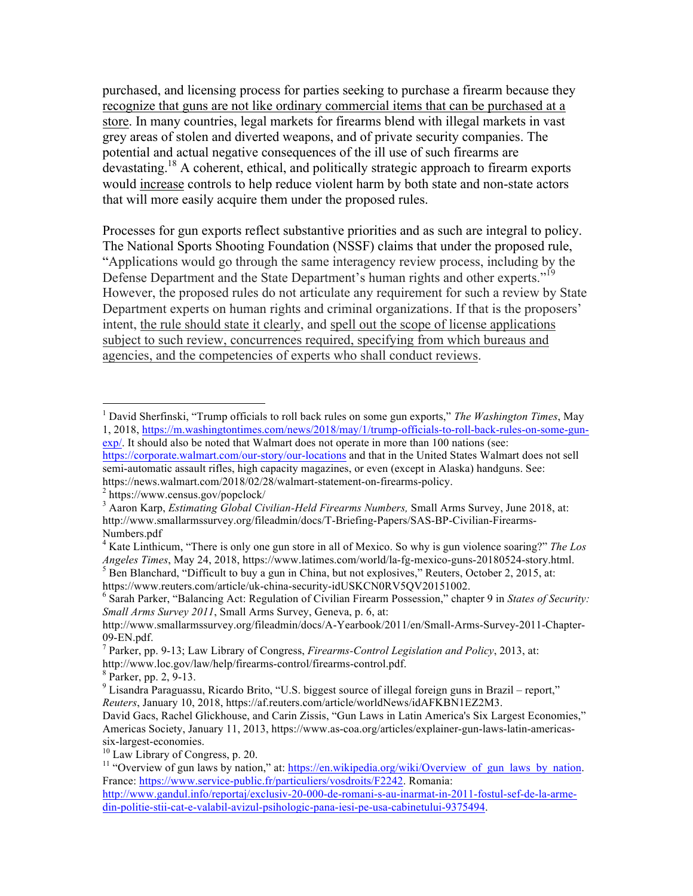purchased, and licensing process for parties seeking to purchase a firearm because they recognize that guns are not like ordinary commercial items that can be purchased at a store. In many countries, legal markets for firearms blend with illegal markets in vast grey areas of stolen and diverted weapons, and of private security companies. The potential and actual negative consequences of the ill use of such firearms are devastating.[18] A coherent, ethical, and politically strategic approach to firearm exports would increase controls to help reduce violent harm by both state and non-state actors that will more easily acquire them under the proposed rules.

Processes for gun exports reflect substantive priorities and as such are integral to policy. The National Sports Shooting Foundation (NSSF) claims that under the proposed rule, "Applications would go through the same interagency review process, including by the Defense Department and the State Department's human rights and other experts."[19] However, the proposed rules do not articulate any requirement for such a review by State Department experts on human rights and criminal organizations. If that is the proposers' intent, the rule should state it clearly, and spell out the scope of license applications subject to such review, concurrences required, specifying from which bureaus and agencies, and the competencies of experts who shall conduct reviews.

---

[1] David Sherfinski, "Trump officials to roll back rules on some gun exports," *The Washington Times*, May 1, 2018, https://m.washingtontimes.com/news/2018/may/1/trump-officials-to-roll-back-rules-on-some-gun-exp/. It should also be noted that Walmart does not operate in more than 100 nations (see: https://corporate.walmart.com/our-story/our-locations and that in the United States Walmart does not sell semi-automatic assault rifles, high capacity magazines, or even (except in Alaska) handguns. See: https://news.walmart.com/2018/02/28/walmart-statement-on-firearms-policy.

[2] https://www.census.gov/popclock/

[3] Aaron Karp, *Estimating Global Civilian-Held Firearms Numbers,* Small Arms Survey, June 2018, at: http://www.smallarmssurvey.org/fileadmin/docs/T-Briefing-Papers/SAS-BP-Civilian-Firearms-Numbers.pdf

[4] Kate Linthicum, "There is only one gun store in all of Mexico. So why is gun violence soaring?" *The Los Angeles Times*, May 24, 2018, https://www.latimes.com/world/la-fg-mexico-guns-20180524-story.html.

[5] Ben Blanchard, "Difficult to buy a gun in China, but not explosives," Reuters, October 2, 2015, at: https://www.reuters.com/article/uk-china-security-idUSKCN0RV5QV20151002.

[6] Sarah Parker, "Balancing Act: Regulation of Civilian Firearm Possession," chapter 9 in *States of Security: Small Arms Survey 2011*, Small Arms Survey, Geneva, p. 6, at: http://www.smallarmssurvey.org/fileadmin/docs/A-Yearbook/2011/en/Small-Arms-Survey-2011-Chapter-09-EN.pdf.

[7] Parker, pp. 9-13; Law Library of Congress, *Firearms-Control Legislation and Policy*, 2013, at: http://www.loc.gov/law/help/firearms-control/firearms-control.pdf.

[8] Parker, pp. 2, 9-13.

[9] Lisandra Paraguassu, Ricardo Brito, "U.S. biggest source of illegal foreign guns in Brazil – report," *Reuters*, January 10, 2018, https://af.reuters.com/article/worldNews/idAFKBN1EZ2M3.
David Gacs, Rachel Glickhouse, and Carin Zissis, "Gun Laws in Latin America's Six Largest Economies," Americas Society, January 11, 2013, https://www.as-coa.org/articles/explainer-gun-laws-latin-americas-six-largest-economies.

[10] Law Library of Congress, p. 20.

[11] "Overview of gun laws by nation," at: https://en.wikipedia.org/wiki/Overview_of_gun_laws_by_nation. France: https://www.service-public.fr/particuliers/vosdroits/F2242. Romania: http://www.gandul.info/reportaj/exclusiv-20-000-de-romani-s-au-inarmat-in-2011-fostul-sef-de-la-arme-din-politie-stii-cat-e-valabil-avizul-psihologic-pana-iesi-pe-usa-cabinetului-9375494.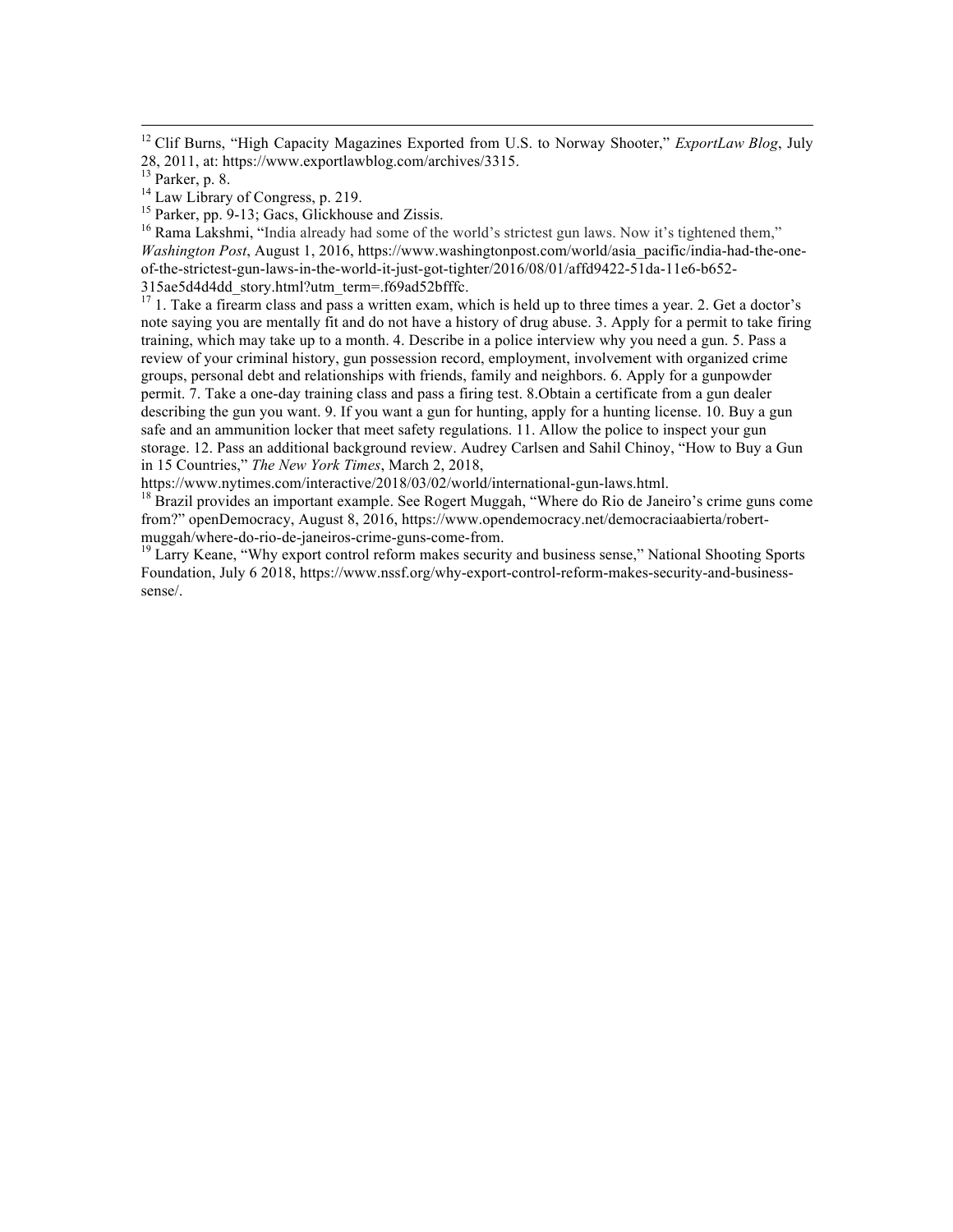[12] Clif Burns, "High Capacity Magazines Exported from U.S. to Norway Shooter," *ExportLaw Blog*, July 28, 2011, at: https://www.exportlawblog.com/archives/3315.

[13] Parker, p. 8.

[14] Law Library of Congress, p. 219.

[15] Parker, pp. 9-13; Gacs, Glickhouse and Zissis.

[16] Rama Lakshmi, "India already had some of the world's strictest gun laws. Now it's tightened them," *Washington Post*, August 1, 2016, https://www.washingtonpost.com/world/asia_pacific/india-had-the-one-of-the-strictest-gun-laws-in-the-world-it-just-got-tighter/2016/08/01/affd9422-51da-11e6-b652-315ae5d4d4dd_story.html?utm_term=.f69ad52bfffc.

[17] 1. Take a firearm class and pass a written exam, which is held up to three times a year. 2. Get a doctor's note saying you are mentally fit and do not have a history of drug abuse. 3. Apply for a permit to take firing training, which may take up to a month. 4. Describe in a police interview why you need a gun. 5. Pass a review of your criminal history, gun possession record, employment, involvement with organized crime groups, personal debt and relationships with friends, family and neighbors. 6. Apply for a gunpowder permit. 7. Take a one-day training class and pass a firing test. 8.Obtain a certificate from a gun dealer describing the gun you want. 9. If you want a gun for hunting, apply for a hunting license. 10. Buy a gun safe and an ammunition locker that meet safety regulations. 11. Allow the police to inspect your gun storage. 12. Pass an additional background review. Audrey Carlsen and Sahil Chinoy, "How to Buy a Gun in 15 Countries," *The New York Times*, March 2, 2018, https://www.nytimes.com/interactive/2018/03/02/world/international-gun-laws.html.

[18] Brazil provides an important example. See Rogert Muggah, "Where do Rio de Janeiro's crime guns come from?" openDemocracy, August 8, 2016, https://www.opendemocracy.net/democraciaabierta/robert-muggah/where-do-rio-de-janeiros-crime-guns-come-from.

[19] Larry Keane, "Why export control reform makes security and business sense," National Shooting Sports Foundation, July 6 2018, https://www.nssf.org/why-export-control-reform-makes-security-and-business-sense/.